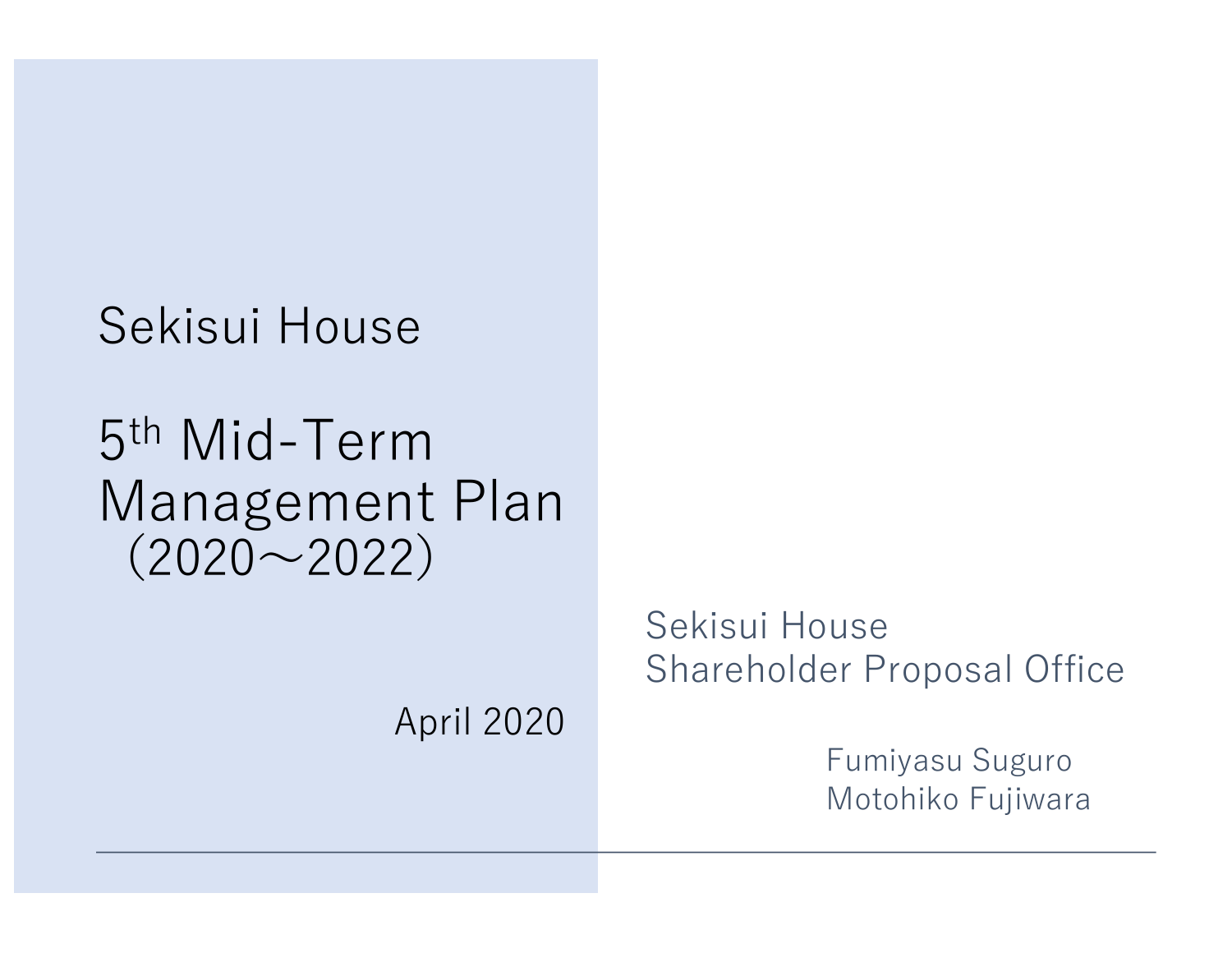# Sekisui House

# 5th Mid-Term Management Plan
（2020～2022）

April 2020

Sekisui House
Shareholder Proposal Office

Fumiyasu Suguro
Motohiko Fujiwara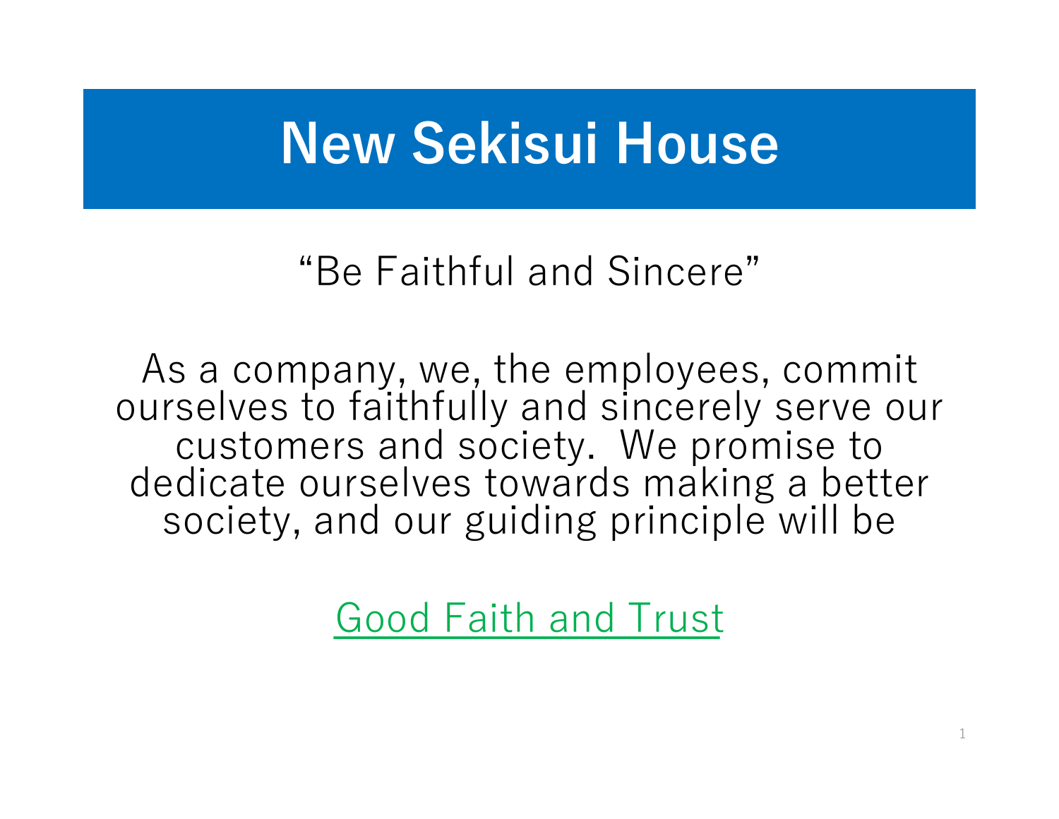# New Sekisui House

"Be Faithful and Sincere"

As a company, we, the employees, commit ourselves to faithfully and sincerely serve our customers and society. We promise to dedicate ourselves towards making a better society, and our guiding principle will be

Good Faith and Trust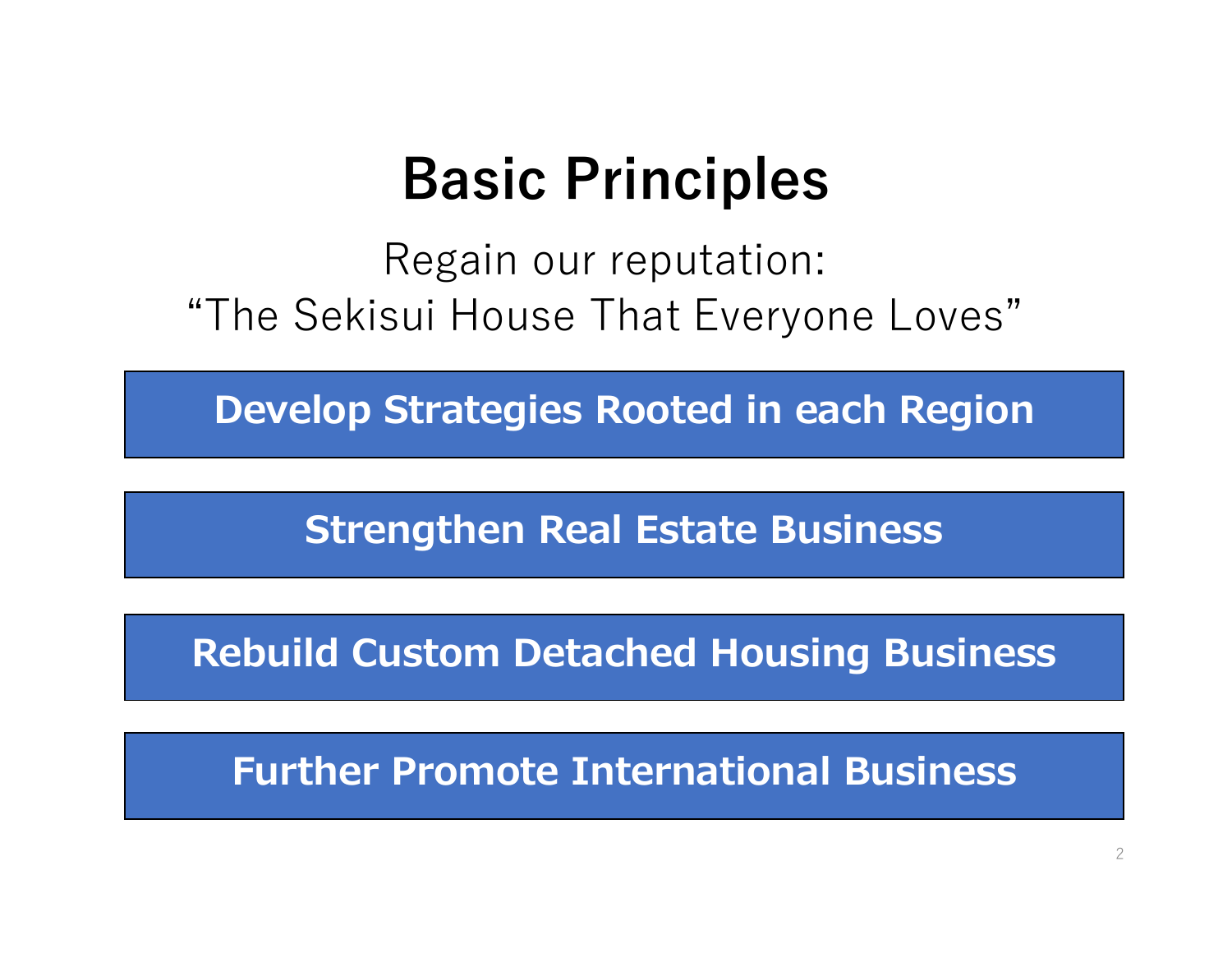# Basic Principles

Regain our reputation:
"The Sekisui House That Everyone Loves"

**Develop Strategies Rooted in each Region**

**Strengthen Real Estate Business**

**Rebuild Custom Detached Housing Business**

**Further Promote International Business**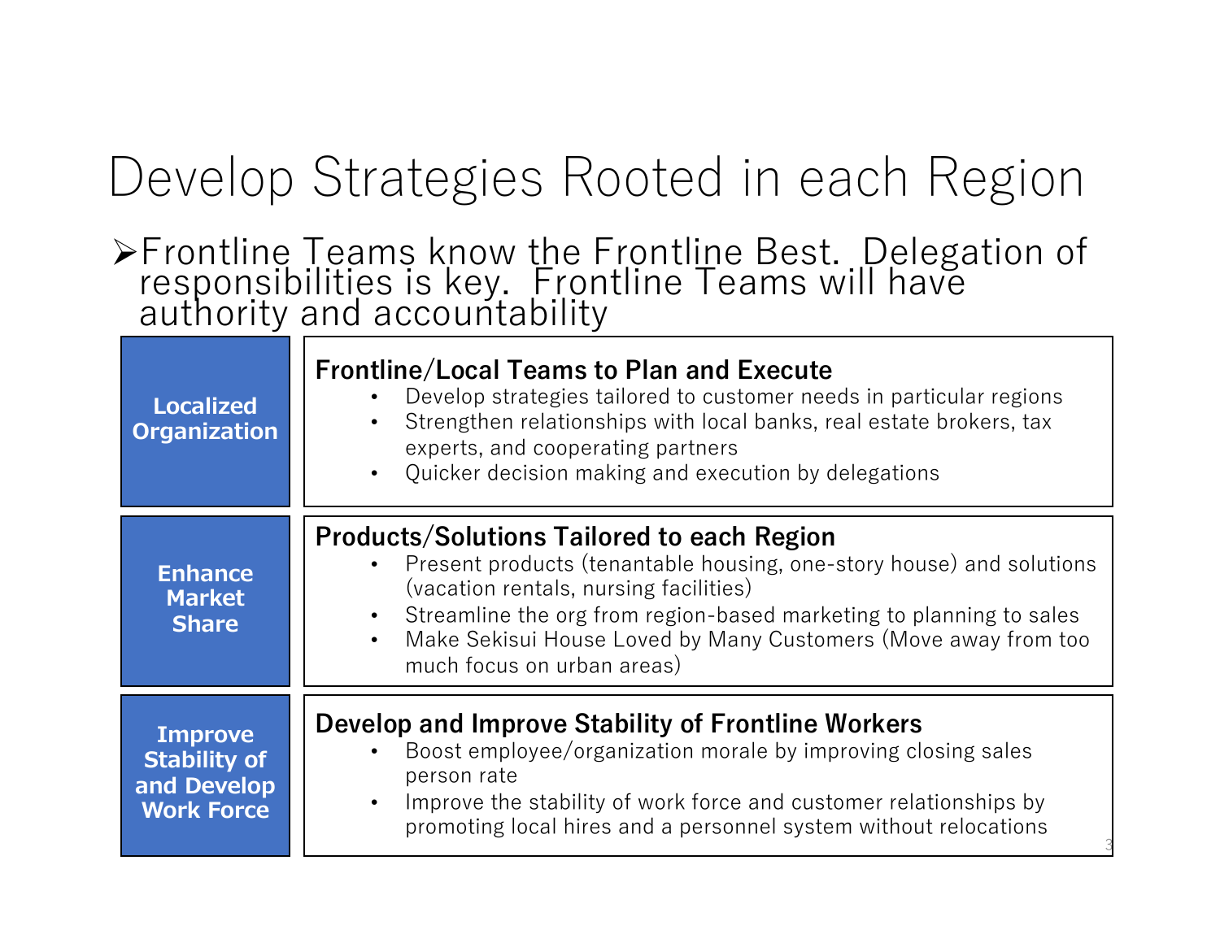# Develop Strategies Rooted in each Region

- Frontline Teams know the Frontline Best. Delegation of responsibilities is key. Frontline Teams will have authority and accountability

| | |
|---|---|
| **Localized Organization** | **Frontline/Local Teams to Plan and Execute**<br>• Develop strategies tailored to customer needs in particular regions<br>• Strengthen relationships with local banks, real estate brokers, tax experts, and cooperating partners<br>• Quicker decision making and execution by delegations |
| **Enhance Market Share** | **Products/Solutions Tailored to each Region**<br>• Present products (tenantable housing, one-story house) and solutions (vacation rentals, nursing facilities)<br>• Streamline the org from region-based marketing to planning to sales<br>• Make Sekisui House Loved by Many Customers (Move away from too much focus on urban areas) |
| **Improve Stability of and Develop Work Force** | **Develop and Improve Stability of Frontline Workers**<br>• Boost employee/organization morale by improving closing sales person rate<br>• Improve the stability of work force and customer relationships by promoting local hires and a personnel system without relocations |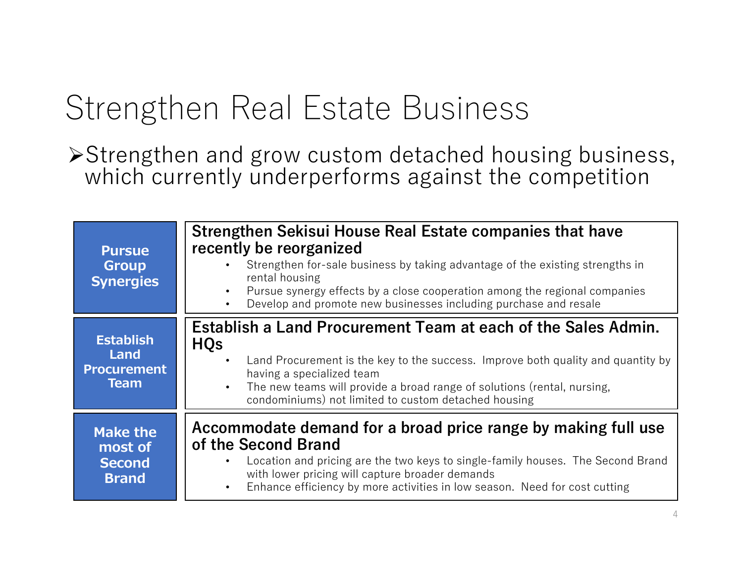# Strengthen Real Estate Business

- Strengthen and grow custom detached housing business, which currently underperforms against the competition

| | |
|---|---|
| **Pursue Group Synergies** | **Strengthen Sekisui House Real Estate companies that have recently be reorganized**<br>• Strengthen for-sale business by taking advantage of the existing strengths in rental housing<br>• Pursue synergy effects by a close cooperation among the regional companies<br>• Develop and promote new businesses including purchase and resale |
| **Establish Land Procurement Team** | **Establish a Land Procurement Team at each of the Sales Admin. HQs**<br>• Land Procurement is the key to the success. Improve both quality and quantity by having a specialized team<br>• The new teams will provide a broad range of solutions (rental, nursing, condominiums) not limited to custom detached housing |
| **Make the most of Second Brand** | **Accommodate demand for a broad price range by making full use of the Second Brand**<br>• Location and pricing are the two keys to single-family houses. The Second Brand with lower pricing will capture broader demands<br>• Enhance efficiency by more activities in low season. Need for cost cutting |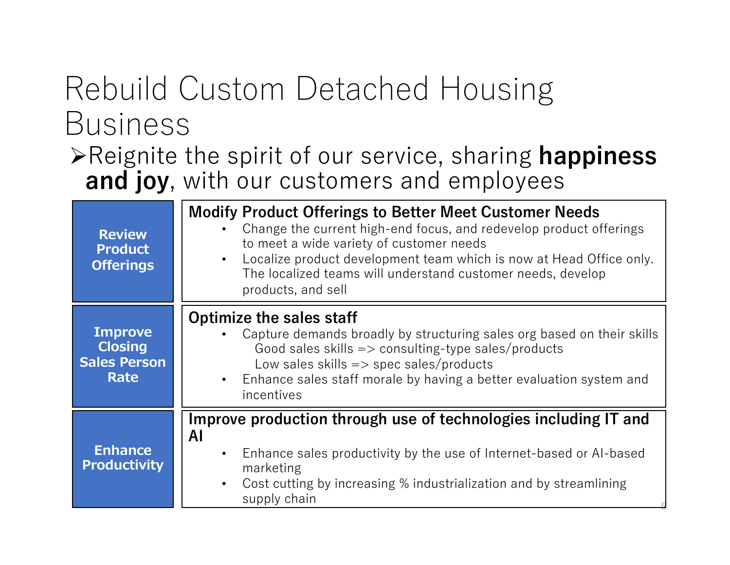# Rebuild Custom Detached Housing Business

- Reignite the spirit of our service, sharing **happiness and joy**, with our customers and employees

| | |
|---|---|
| **Review Product Offerings** | **Modify Product Offerings to Better Meet Customer Needs**<br>• Change the current high-end focus, and redevelop product offerings to meet a wide variety of customer needs<br>• Localize product development team which is now at Head Office only. The localized teams will understand customer needs, develop products, and sell |
| **Improve Closing Sales Person Rate** | **Optimize the sales staff**<br>• Capture demands broadly by structuring sales org based on their skills<br>Good sales skills => consulting-type sales/products<br>Low sales skills => spec sales/products<br>• Enhance sales staff morale by having a better evaluation system and incentives |
| **Enhance Productivity** | **Improve production through use of technologies including IT and AI**<br>• Enhance sales productivity by the use of Internet-based or AI-based marketing<br>• Cost cutting by increasing % industrialization and by streamlining supply chain |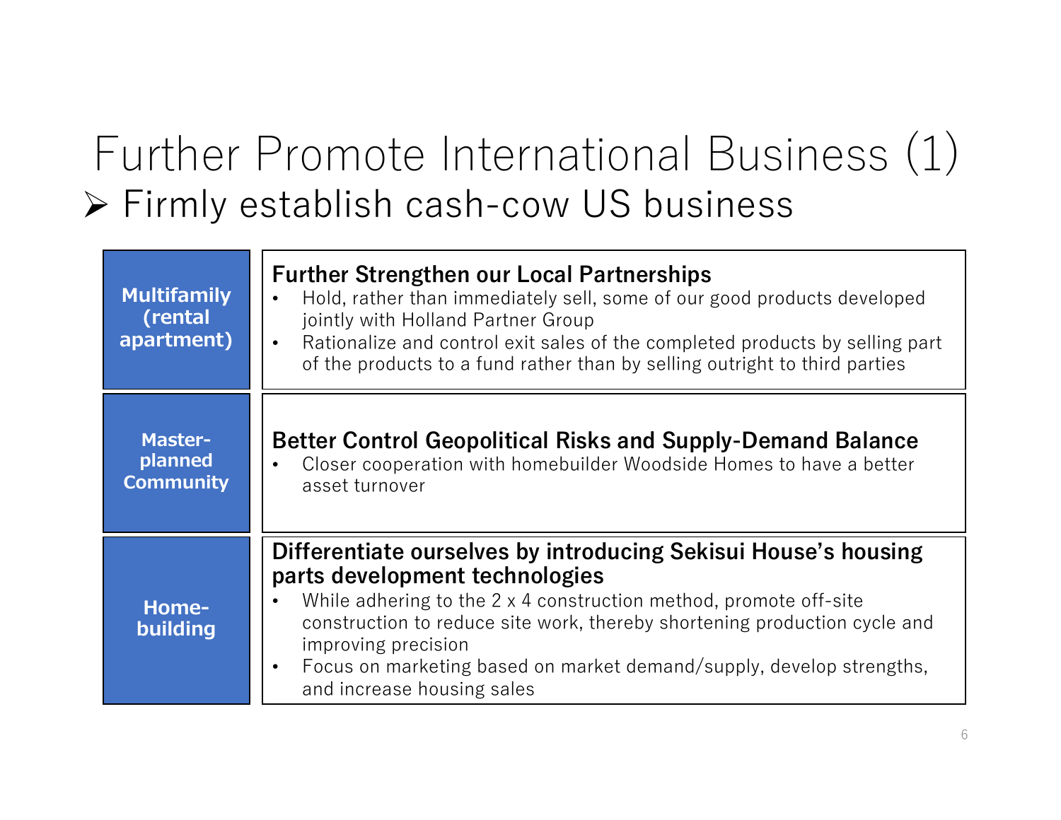# Further Promote International Business (1)

## ➢ Firmly establish cash-cow US business

| | |
|---|---|
| **Multifamily (rental apartment)** | **Further Strengthen our Local Partnerships**<br>• Hold, rather than immediately sell, some of our good products developed jointly with Holland Partner Group<br>• Rationalize and control exit sales of the completed products by selling part of the products to a fund rather than by selling outright to third parties |
| **Master-planned Community** | **Better Control Geopolitical Risks and Supply-Demand Balance**<br>• Closer cooperation with homebuilder Woodside Homes to have a better asset turnover |
| **Home-building** | **Differentiate ourselves by introducing Sekisui House's housing parts development technologies**<br>• While adhering to the 2 x 4 construction method, promote off-site construction to reduce site work, thereby shortening production cycle and improving precision<br>• Focus on marketing based on market demand/supply, develop strengths, and increase housing sales |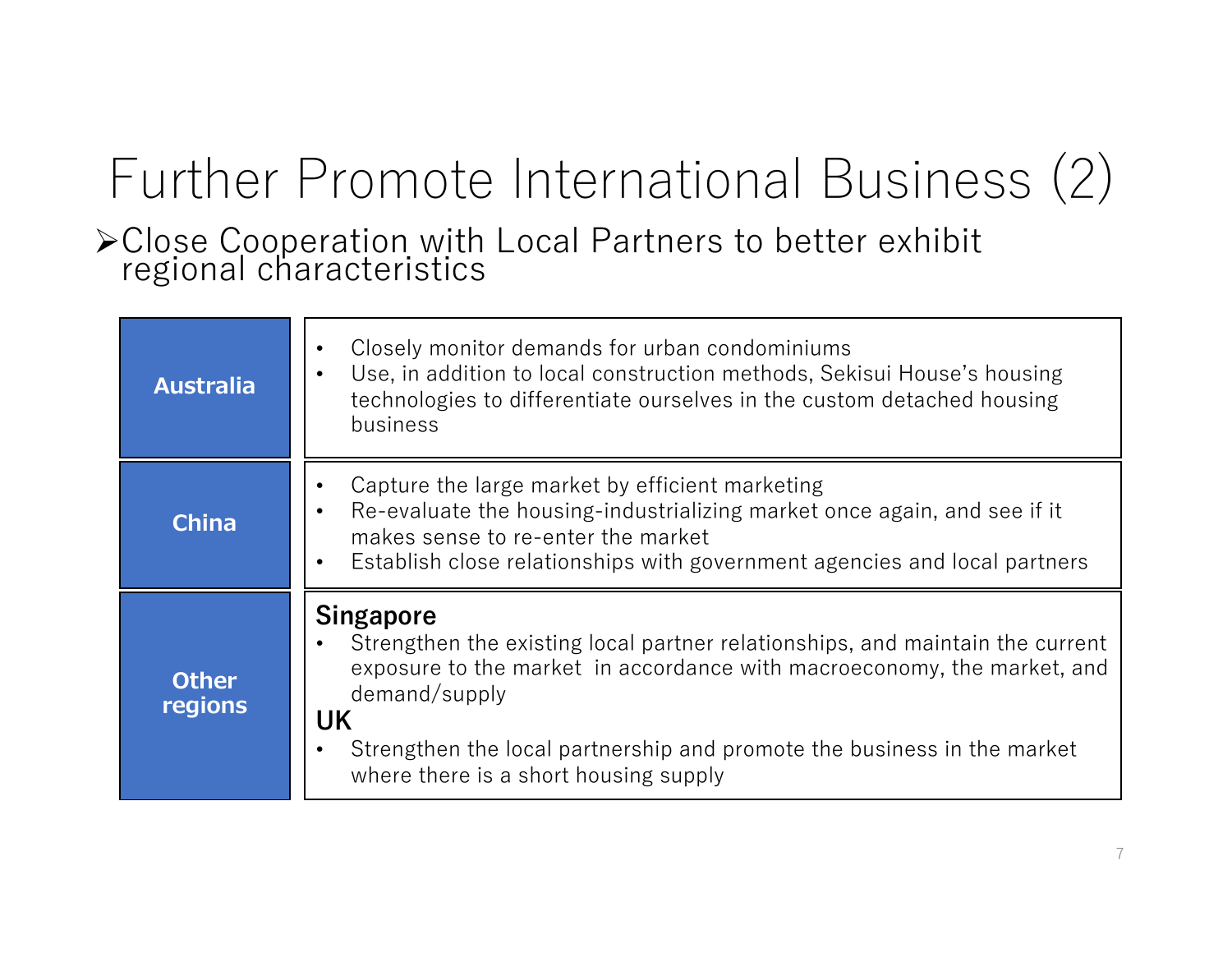# Further Promote International Business (2)

- Close Cooperation with Local Partners to better exhibit regional characteristics

| | |
|---|---|
| **Australia** | • Closely monitor demands for urban condominiums<br>• Use, in addition to local construction methods, Sekisui House's housing technologies to differentiate ourselves in the custom detached housing business |
| **China** | • Capture the large market by efficient marketing<br>• Re-evaluate the housing-industrializing market once again, and see if it makes sense to re-enter the market<br>• Establish close relationships with government agencies and local partners |
| **Other regions** | **Singapore**<br>• Strengthen the existing local partner relationships, and maintain the current exposure to the market in accordance with macroeconomy, the market, and demand/supply<br>**UK**<br>• Strengthen the local partnership and promote the business in the market where there is a short housing supply |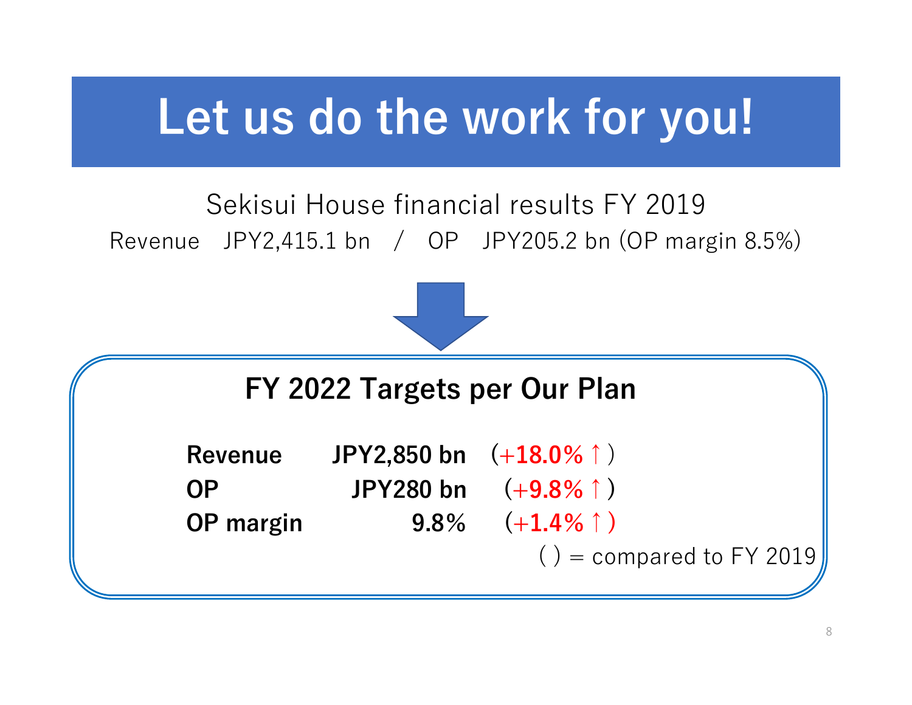# Let us do the work for you!

Sekisui House financial results FY 2019

Revenue JPY2,415.1 bn / OP JPY205.2 bn (OP margin 8.5%)

## FY 2022 Targets per Our Plan

| | | |
|---|---|---|
| **Revenue** | **JPY2,850 bn** | (**+18.0%↑**) |
| **OP** | **JPY280 bn** | (**+9.8%↑**) |
| **OP margin** | **9.8%** | (**+1.4%↑**) |

( ) = compared to FY 2019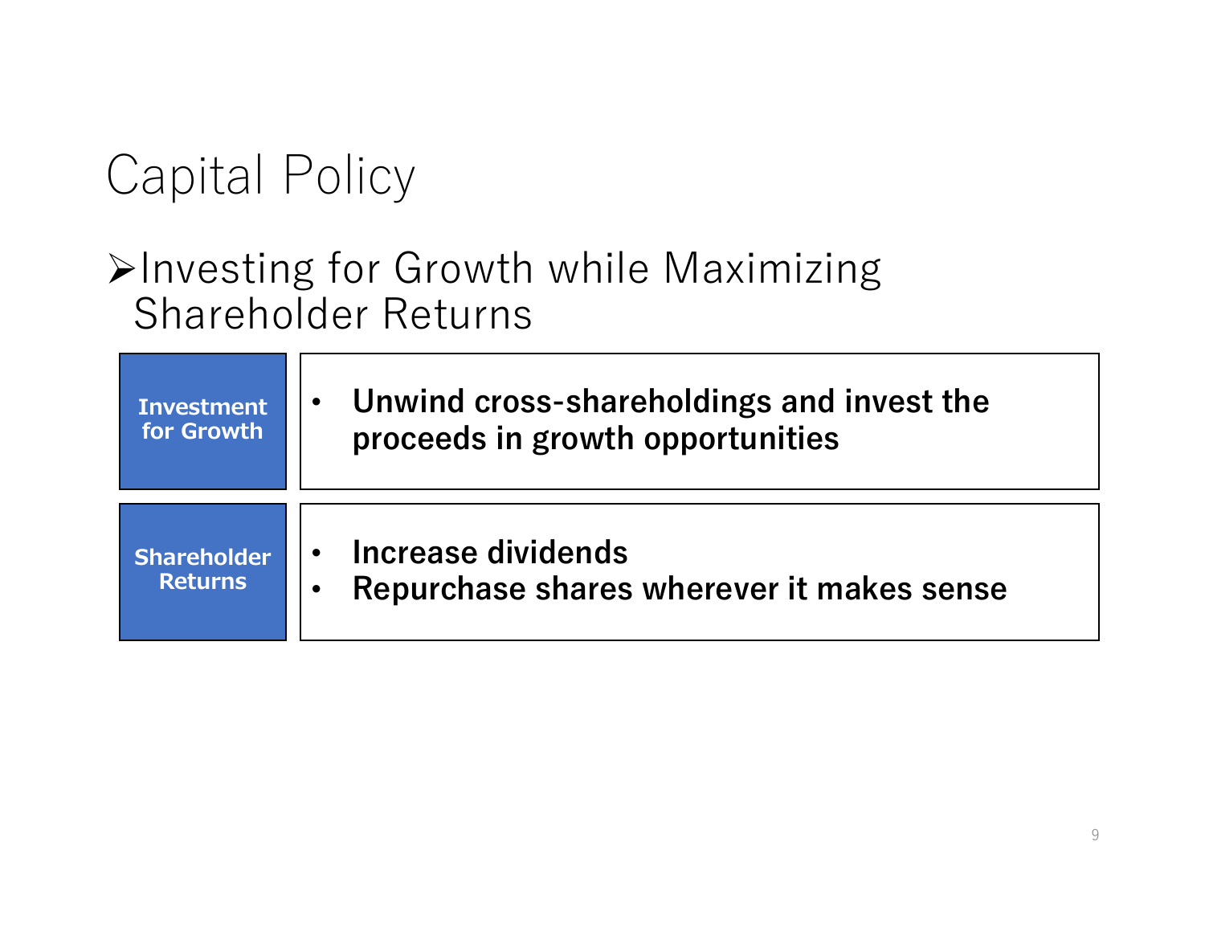# Capital Policy

## ➢Investing for Growth while Maximizing Shareholder Returns

| | |
|---|---|
| **Investment for Growth** | • **Unwind cross-shareholdings and invest the proceeds in growth opportunities** |
| **Shareholder Returns** | • **Increase dividends**<br>• **Repurchase shares wherever it makes sense** |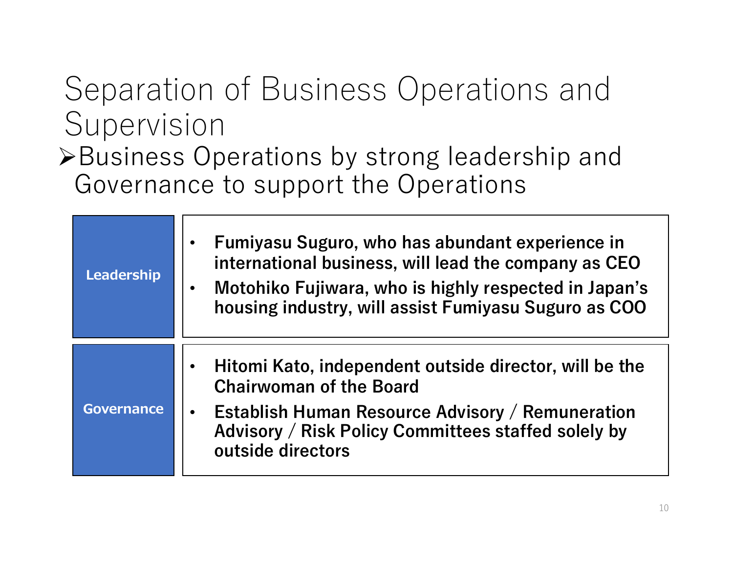# Separation of Business Operations and Supervision

➢Business Operations by strong leadership and Governance to support the Operations

| | |
|---|---|
| **Leadership** | • **Fumiyasu Suguro, who has abundant experience in international business, will lead the company as CEO**<br>• **Motohiko Fujiwara, who is highly respected in Japan's housing industry, will assist Fumiyasu Suguro as COO** |
| **Governance** | • **Hitomi Kato, independent outside director, will be the Chairwoman of the Board**<br>• **Establish Human Resource Advisory / Remuneration Advisory / Risk Policy Committees staffed solely by outside directors** |